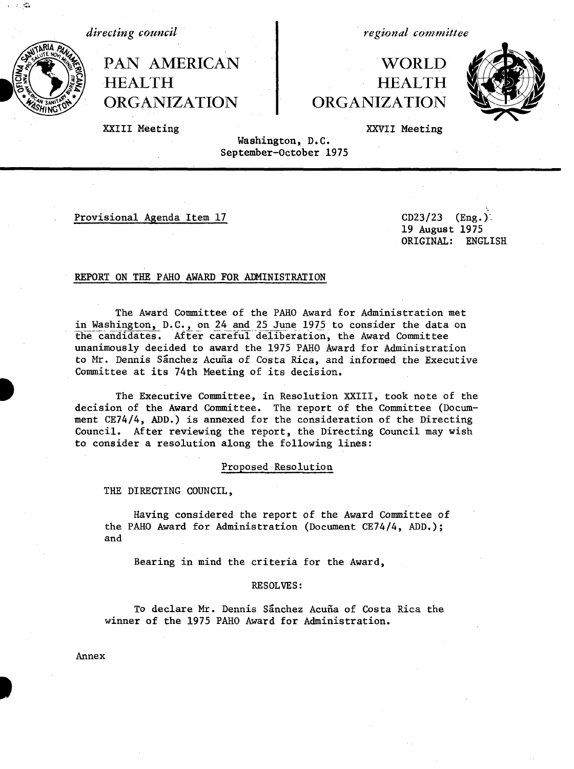*directing council*

PAN AMERICAN HEALTH ORGANIZATION

XXIII Meeting

*regional committee*

WORLD HEALTH ORGANIZATION

XXVII Meeting

Washington, D.C.
September-October 1975

Provisional Agenda Item 17

CD23/23 (Eng.)
19 August 1975
ORIGINAL: ENGLISH

REPORT ON THE PAHO AWARD FOR ADMINISTRATION

The Award Committee of the PAHO Award for Administration met in Washington, D.C., on 24 and 25 June 1975 to consider the data on the candidates. After careful deliberation, the Award Committee unanimously decided to award the 1975 PAHO Award for Administration to Mr. Dennis Sánchez Acuña of Costa Rica, and informed the Executive Committee at its 74th Meeting of its decision.

The Executive Committee, in Resolution XXIII, took note of the decision of the Award Committee. The report of the Committee (Document CE74/4, ADD.) is annexed for the consideration of the Directing Council. After reviewing the report, the Directing Council may wish to consider a resolution along the following lines:

Proposed Resolution

THE DIRECTING COUNCIL,

Having considered the report of the Award Committee of the PAHO Award for Administration (Document CE74/4, ADD.); and

Bearing in mind the criteria for the Award,

RESOLVES:

To declare Mr. Dennis Sánchez Acuña of Costa Rica the winner of the 1975 PAHO Award for Administration.

Annex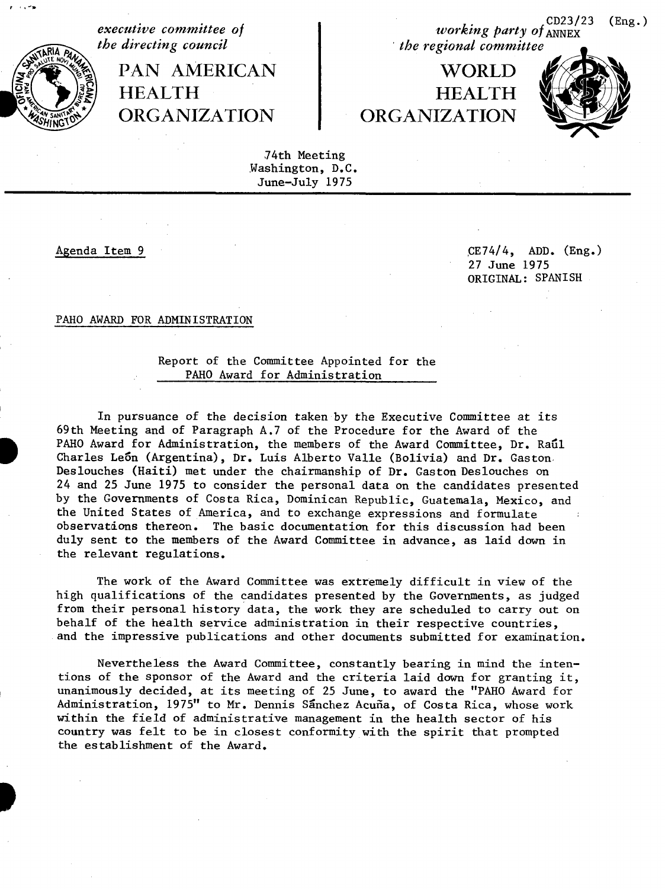CD23/23 (Eng.)
ANNEX

*executive committee of the directing council*

# PAN AMERICAN HEALTH ORGANIZATION

*working party of the regional committee*

# WORLD HEALTH ORGANIZATION

74th Meeting
Washington, D.C.
June-July 1975

Agenda Item 9

CE74/4, ADD. (Eng.)
27 June 1975
ORIGINAL: SPANISH

## PAHO AWARD FOR ADMINISTRATION

### Report of the Committee Appointed for the PAHO Award for Administration

In pursuance of the decision taken by the Executive Committee at its 69th Meeting and of Paragraph A.7 of the Procedure for the Award of the PAHO Award for Administration, the members of the Award Committee, Dr. Raúl Charles León (Argentina), Dr. Luis Alberto Valle (Bolivia) and Dr. Gaston Deslouches (Haiti) met under the chairmanship of Dr. Gaston Deslouches on 24 and 25 June 1975 to consider the personal data on the candidates presented by the Governments of Costa Rica, Dominican Republic, Guatemala, Mexico, and the United States of America, and to exchange expressions and formulate observations thereon. The basic documentation for this discussion had been duly sent to the members of the Award Committee in advance, as laid down in the relevant regulations.

The work of the Award Committee was extremely difficult in view of the high qualifications of the candidates presented by the Governments, as judged from their personal history data, the work they are scheduled to carry out on behalf of the health service administration in their respective countries, and the impressive publications and other documents submitted for examination.

Nevertheless the Award Committee, constantly bearing in mind the intentions of the sponsor of the Award and the criteria laid down for granting it, unanimously decided, at its meeting of 25 June, to award the "PAHO Award for Administration, 1975" to Mr. Dennis Sánchez Acuña, of Costa Rica, whose work within the field of administrative management in the health sector of his country was felt to be in closest conformity with the spirit that prompted the establishment of the Award.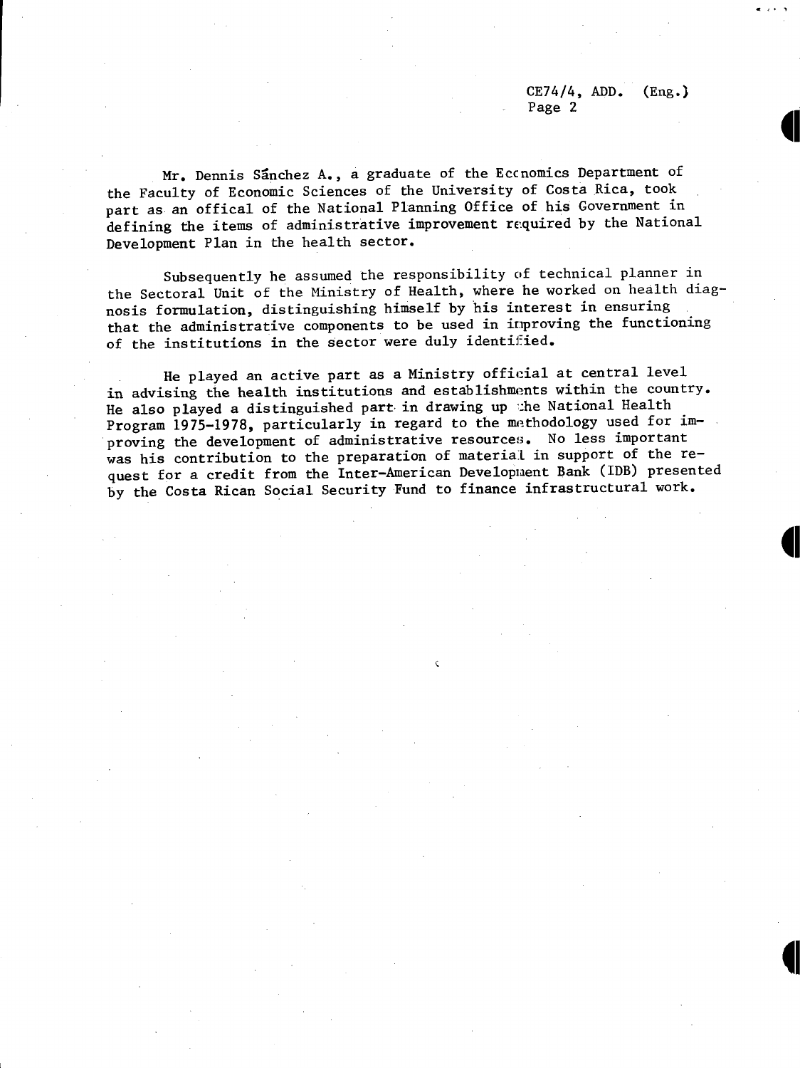Mr. Dennis Sânchez A., a graduate of the Economics Department of the Faculty of Economic Sciences of the University of Costa Rica, took part as an offical of the National Planning Office of his Government in defining the items of administrative improvement required by the National Development Plan in the health sector.

Subsequently he assumed the responsibility of technical planner in the Sectoral Unit of the Ministry of Health, where he worked on health diagnosis formulation, distinguishing himself by his interest in ensuring that the administrative components to be used in improving the functioning of the institutions in the sector were duly identified.

He played an active part as a Ministry official at central level in advising the health institutions and establishments within the country. He also played a distinguished part in drawing up the National Health Program 1975-1978, particularly in regard to the methodology used for improving the development of administrative resources. No less important was his contribution to the preparation of material in support of the request for a credit from the Inter-American Development Bank (IDB) presented by the Costa Rican Social Security Fund to finance infrastructural work.